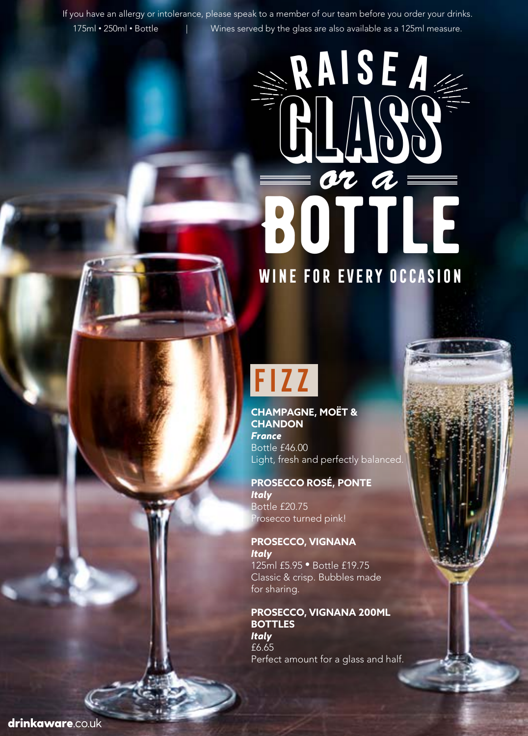If you have an allergy or intolerance, please speak to a member of our team before you order your drinks.

175ml • 250ml • Bottle | Wines served by the glass are also available as a 125ml measure.

# RAISE A GLASS *or a* BOTTLE

## WINE FOR EVERY OCCASION

## FIZZ

**CHAMPAGNE, MOËT & CHANDON**
***France***
Bottle £46.00
Light, fresh and perfectly balanced.

**PROSECCO ROSÉ, PONTE**
***Italy***
Bottle £20.75
Prosecco turned pink!

**PROSECCO, VIGNANA**
***Italy***
125ml £5.95 • Bottle £19.75
Classic & crisp. Bubbles made for sharing.

**PROSECCO, VIGNANA 200ML BOTTLES**
***Italy***
£6.65
Perfect amount for a glass and half.

drinkaware.co.uk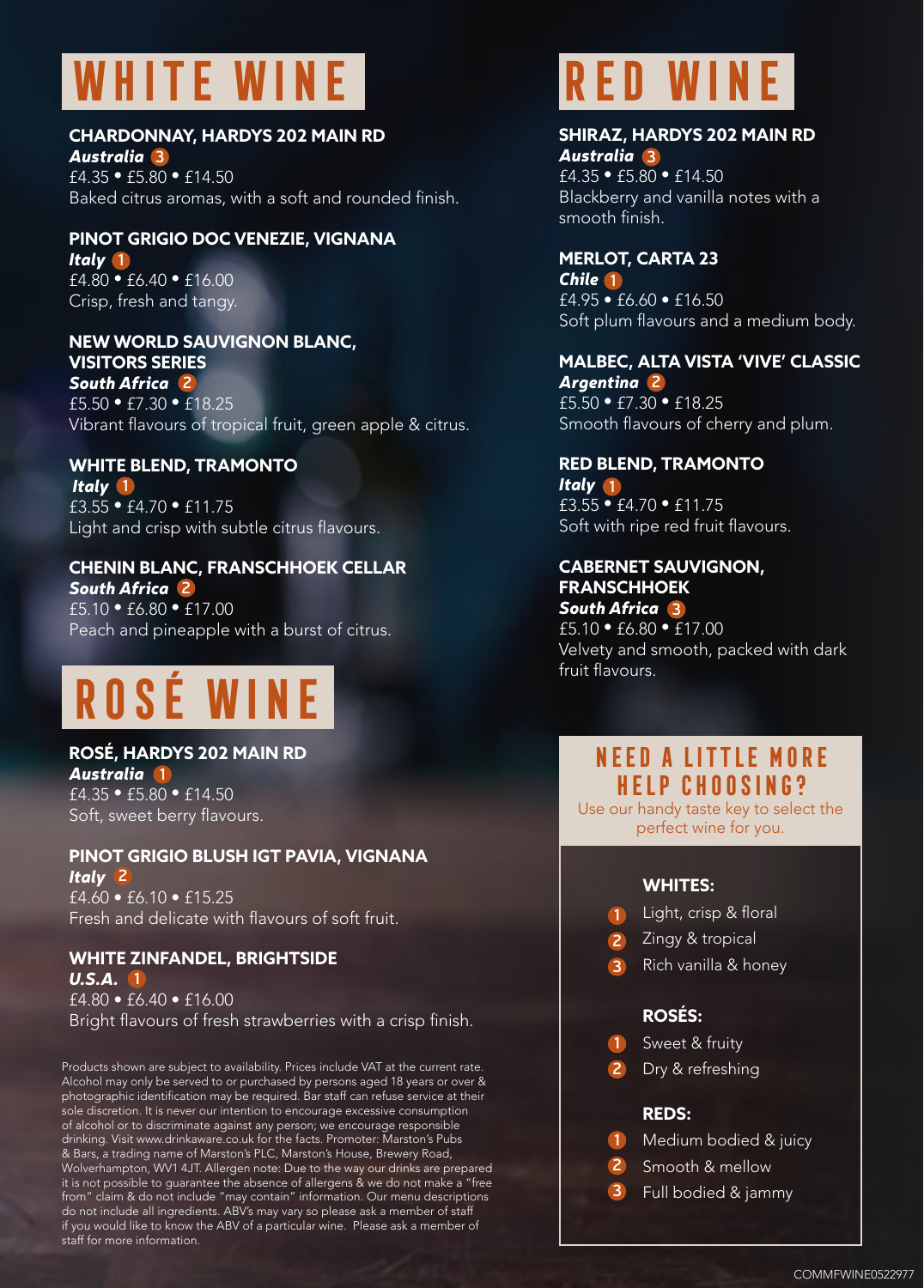# WHITE WINE

**CHARDONNAY, HARDYS 202 MAIN RD**
***Australia*** 3
£4.35 • £5.80 • £14.50
Baked citrus aromas, with a soft and rounded finish.

**PINOT GRIGIO DOC VENEZIE, VIGNANA**
***Italy*** 1
£4.80 • £6.40 • £16.00
Crisp, fresh and tangy.

**NEW WORLD SAUVIGNON BLANC, VISITORS SERIES**
***South Africa*** 2
£5.50 • £7.30 • £18.25
Vibrant flavours of tropical fruit, green apple & citrus.

**WHITE BLEND, TRAMONTO**
***Italy*** 1
£3.55 • £4.70 • £11.75
Light and crisp with subtle citrus flavours.

**CHENIN BLANC, FRANSCHHOEK CELLAR**
***South Africa*** 2
£5.10 • £6.80 • £17.00
Peach and pineapple with a burst of citrus.

# ROSÉ WINE

**ROSÉ, HARDYS 202 MAIN RD**
***Australia*** 1
£4.35 • £5.80 • £14.50
Soft, sweet berry flavours.

**PINOT GRIGIO BLUSH IGT PAVIA, VIGNANA**
***Italy*** 2
£4.60 • £6.10 • £15.25
Fresh and delicate with flavours of soft fruit.

**WHITE ZINFANDEL, BRIGHTSIDE**
***U.S.A.*** 1
£4.80 • £6.40 • £16.00
Bright flavours of fresh strawberries with a crisp finish.

# RED WINE

**SHIRAZ, HARDYS 202 MAIN RD**
***Australia*** 3
£4.35 • £5.80 • £14.50
Blackberry and vanilla notes with a smooth finish.

**MERLOT, CARTA 23**
***Chile*** 1
£4.95 • £6.60 • £16.50
Soft plum flavours and a medium body.

**MALBEC, ALTA VISTA 'VIVE' CLASSIC**
***Argentina*** 2
£5.50 • £7.30 • £18.25
Smooth flavours of cherry and plum.

**RED BLEND, TRAMONTO**
***Italy*** 1
£3.55 • £4.70 • £11.75
Soft with ripe red fruit flavours.

**CABERNET SAUVIGNON, FRANSCHHOEK**
***South Africa*** 3
£5.10 • £6.80 • £17.00
Velvety and smooth, packed with dark fruit flavours.

## NEED A LITTLE MORE HELP CHOOSING?

Use our handy taste key to select the perfect wine for you.

**WHITES:**
1. Light, crisp & floral
2. Zingy & tropical
3. Rich vanilla & honey

**ROSÉS:**
1. Sweet & fruity
2. Dry & refreshing

**REDS:**
1. Medium bodied & juicy
2. Smooth & mellow
3. Full bodied & jammy

Products shown are subject to availability. Prices include VAT at the current rate. Alcohol may only be served to or purchased by persons aged 18 years or over & photographic identification may be required. Bar staff can refuse service at their sole discretion. It is never our intention to encourage excessive consumption of alcohol or to discriminate against any person; we encourage responsible drinking. Visit www.drinkaware.co.uk for the facts. Promoter: Marston's Pubs & Bars, a trading name of Marston's PLC, Marston's House, Brewery Road, Wolverhampton, WV1 4JT. Allergen note: Due to the way our drinks are prepared it is not possible to guarantee the absence of allergens & we do not make a "free from" claim & do not include "may contain" information. Our menu descriptions do not include all ingredients. ABV's may vary so please ask a member of staff if you would like to know the ABV of a particular wine. Please ask a member of staff for more information.

COMMFWINE0522977